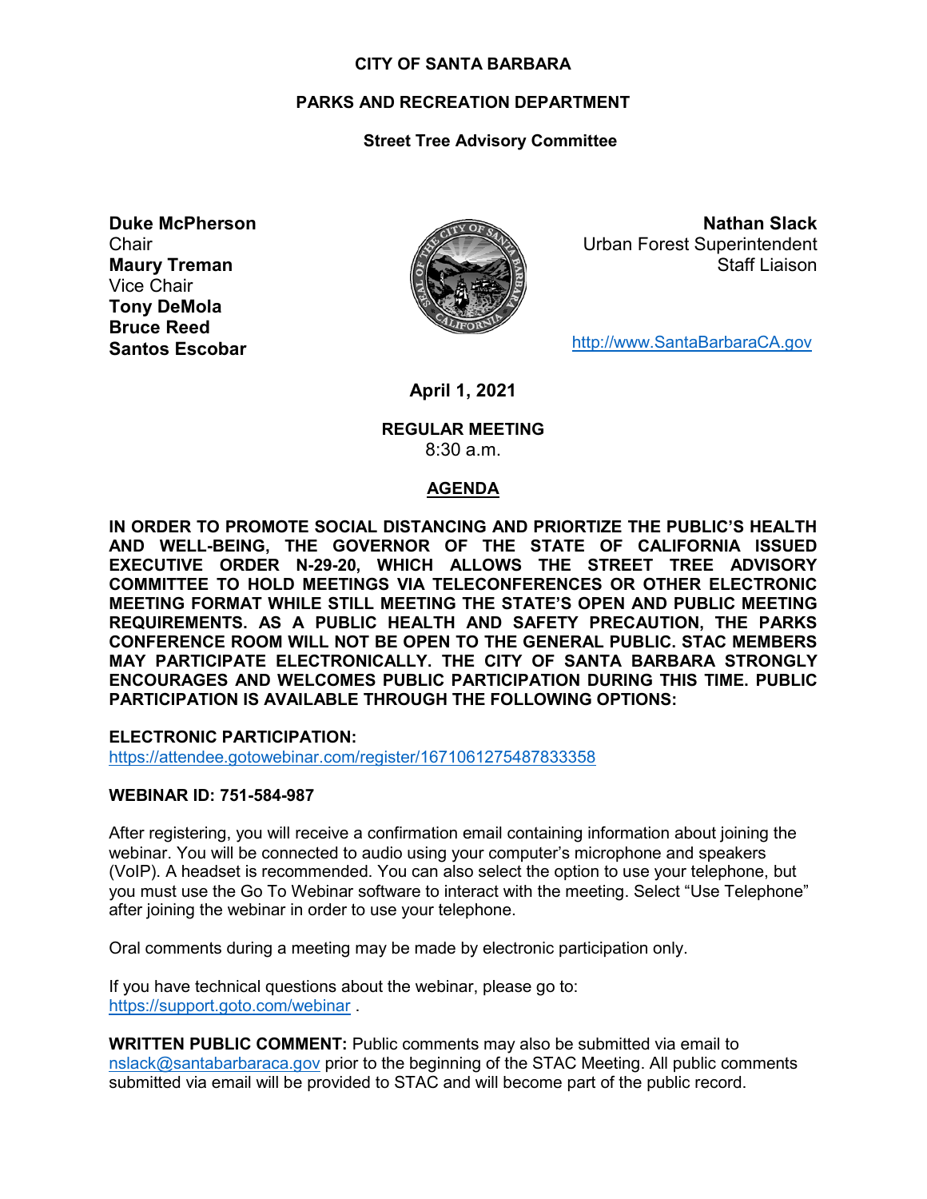**CITY OF SANTA BARBARA**

**PARKS AND RECREATION DEPARTMENT**

**Street Tree Advisory Committee**

**Duke McPherson**
Chair
**Maury Treman**
Vice Chair
**Tony DeMola**
**Bruce Reed**
**Santos Escobar**

**Nathan Slack**
Urban Forest Superintendent
Staff Liaison

http://www.SantaBarbaraCA.gov

**April 1, 2021**

**REGULAR MEETING**
8:30 a.m.

## AGENDA

**IN ORDER TO PROMOTE SOCIAL DISTANCING AND PRIORTIZE THE PUBLIC'S HEALTH AND WELL-BEING, THE GOVERNOR OF THE STATE OF CALIFORNIA ISSUED EXECUTIVE ORDER N-29-20, WHICH ALLOWS THE STREET TREE ADVISORY COMMITTEE TO HOLD MEETINGS VIA TELECONFERENCES OR OTHER ELECTRONIC MEETING FORMAT WHILE STILL MEETING THE STATE'S OPEN AND PUBLIC MEETING REQUIREMENTS. AS A PUBLIC HEALTH AND SAFETY PRECAUTION, THE PARKS CONFERENCE ROOM WILL NOT BE OPEN TO THE GENERAL PUBLIC. STAC MEMBERS MAY PARTICIPATE ELECTRONICALLY. THE CITY OF SANTA BARBARA STRONGLY ENCOURAGES AND WELCOMES PUBLIC PARTICIPATION DURING THIS TIME. PUBLIC PARTICIPATION IS AVAILABLE THROUGH THE FOLLOWING OPTIONS:**

**ELECTRONIC PARTICIPATION:**
https://attendee.gotowebinar.com/register/1671061275487833358

**WEBINAR ID: 751-584-987**

After registering, you will receive a confirmation email containing information about joining the webinar. You will be connected to audio using your computer's microphone and speakers (VoIP). A headset is recommended. You can also select the option to use your telephone, but you must use the Go To Webinar software to interact with the meeting. Select "Use Telephone" after joining the webinar in order to use your telephone.

Oral comments during a meeting may be made by electronic participation only.

If you have technical questions about the webinar, please go to:
https://support.goto.com/webinar .

**WRITTEN PUBLIC COMMENT:** Public comments may also be submitted via email to nslack@santabarbaraca.gov prior to the beginning of the STAC Meeting. All public comments submitted via email will be provided to STAC and will become part of the public record.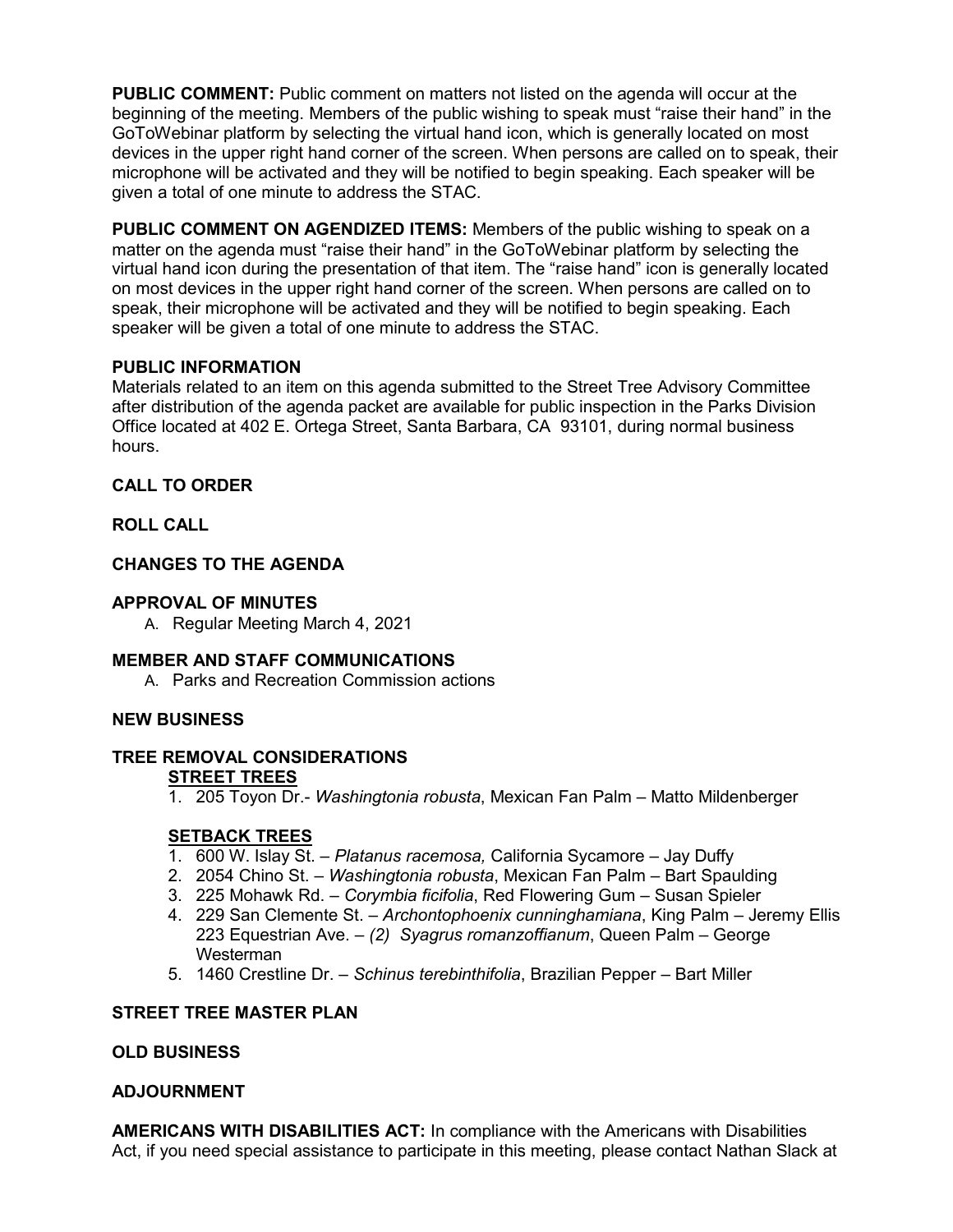**PUBLIC COMMENT:** Public comment on matters not listed on the agenda will occur at the beginning of the meeting. Members of the public wishing to speak must “raise their hand” in the GoToWebinar platform by selecting the virtual hand icon, which is generally located on most devices in the upper right hand corner of the screen. When persons are called on to speak, their microphone will be activated and they will be notified to begin speaking. Each speaker will be given a total of one minute to address the STAC.

**PUBLIC COMMENT ON AGENDIZED ITEMS:** Members of the public wishing to speak on a matter on the agenda must “raise their hand” in the GoToWebinar platform by selecting the virtual hand icon during the presentation of that item. The “raise hand” icon is generally located on most devices in the upper right hand corner of the screen. When persons are called on to speak, their microphone will be activated and they will be notified to begin speaking. Each speaker will be given a total of one minute to address the STAC.

**PUBLIC INFORMATION**

Materials related to an item on this agenda submitted to the Street Tree Advisory Committee after distribution of the agenda packet are available for public inspection in the Parks Division Office located at 402 E. Ortega Street, Santa Barbara, CA 93101, during normal business hours.

**CALL TO ORDER**

**ROLL CALL**

**CHANGES TO THE AGENDA**

**APPROVAL OF MINUTES**

A. Regular Meeting March 4, 2021

**MEMBER AND STAFF COMMUNICATIONS**

A. Parks and Recreation Commission actions

**NEW BUSINESS**

**TREE REMOVAL CONSIDERATIONS**

**STREET TREES**

1. 205 Toyon Dr.- *Washingtonia robusta*, Mexican Fan Palm – Matto Mildenberger

**SETBACK TREES**

1. 600 W. Islay St. – *Platanus racemosa,* California Sycamore – Jay Duffy
2. 2054 Chino St. – *Washingtonia robusta*, Mexican Fan Palm – Bart Spaulding
3. 225 Mohawk Rd. – *Corymbia ficifolia*, Red Flowering Gum – Susan Spieler
4. 229 San Clemente St. – *Archontophoenix cunninghamiana*, King Palm – Jeremy Ellis
   223 Equestrian Ave. – *(2) Syagrus romanzoffianum*, Queen Palm – George Westerman
5. 1460 Crestline Dr. – *Schinus terebinthifolia*, Brazilian Pepper – Bart Miller

**STREET TREE MASTER PLAN**

**OLD BUSINESS**

**ADJOURNMENT**

**AMERICANS WITH DISABILITIES ACT:** In compliance with the Americans with Disabilities Act, if you need special assistance to participate in this meeting, please contact Nathan Slack at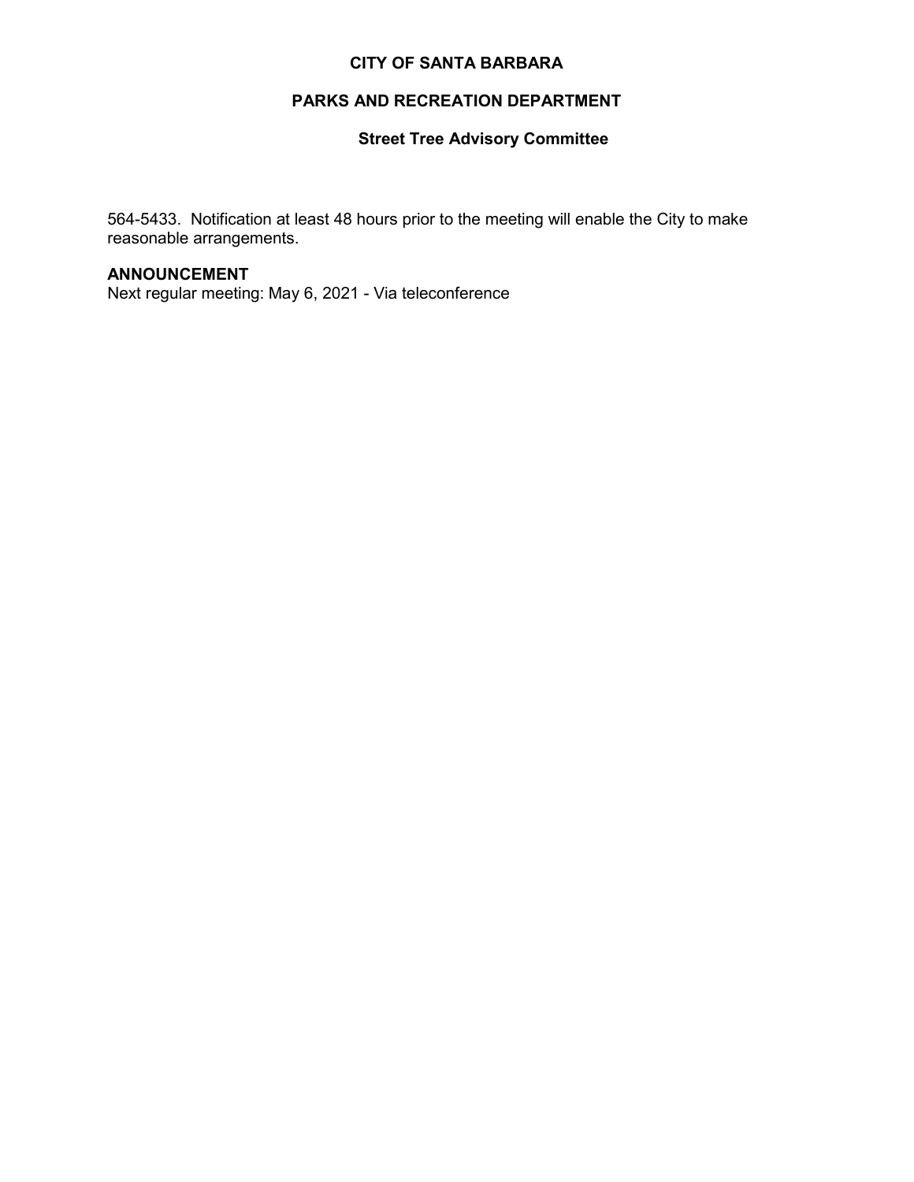564-5433. Notification at least 48 hours prior to the meeting will enable the City to make reasonable arrangements.

**ANNOUNCEMENT**

Next regular meeting: May 6, 2021 - Via teleconference